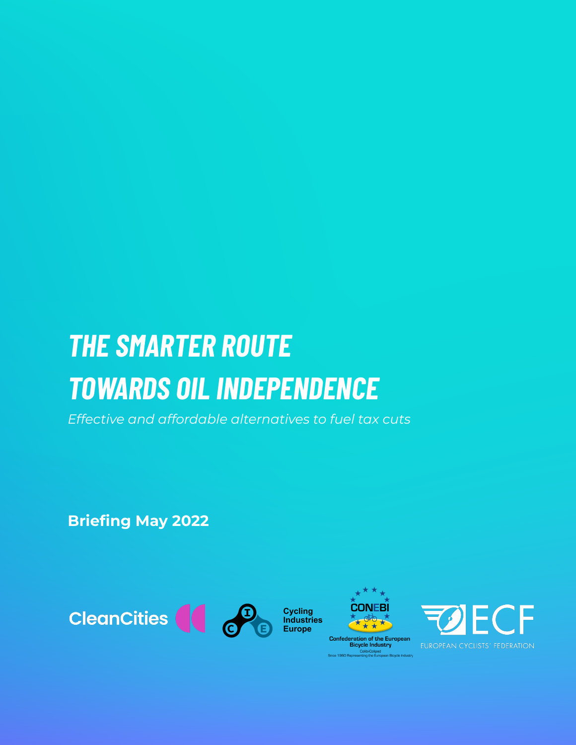# THE SMARTER ROUTE TOWARDS OIL INDEPENDENCE

*Effective and affordable alternatives to fuel tax cuts*

**Briefing May 2022**

CleanCities

Cycling Industries Europe

CONEBI

Confederation of the European Bicycle Industry

Colibi-Coliped

Since 1960 Representing the European Bicycle Industry

ECF

EUROPEAN CYCLISTS' FEDERATION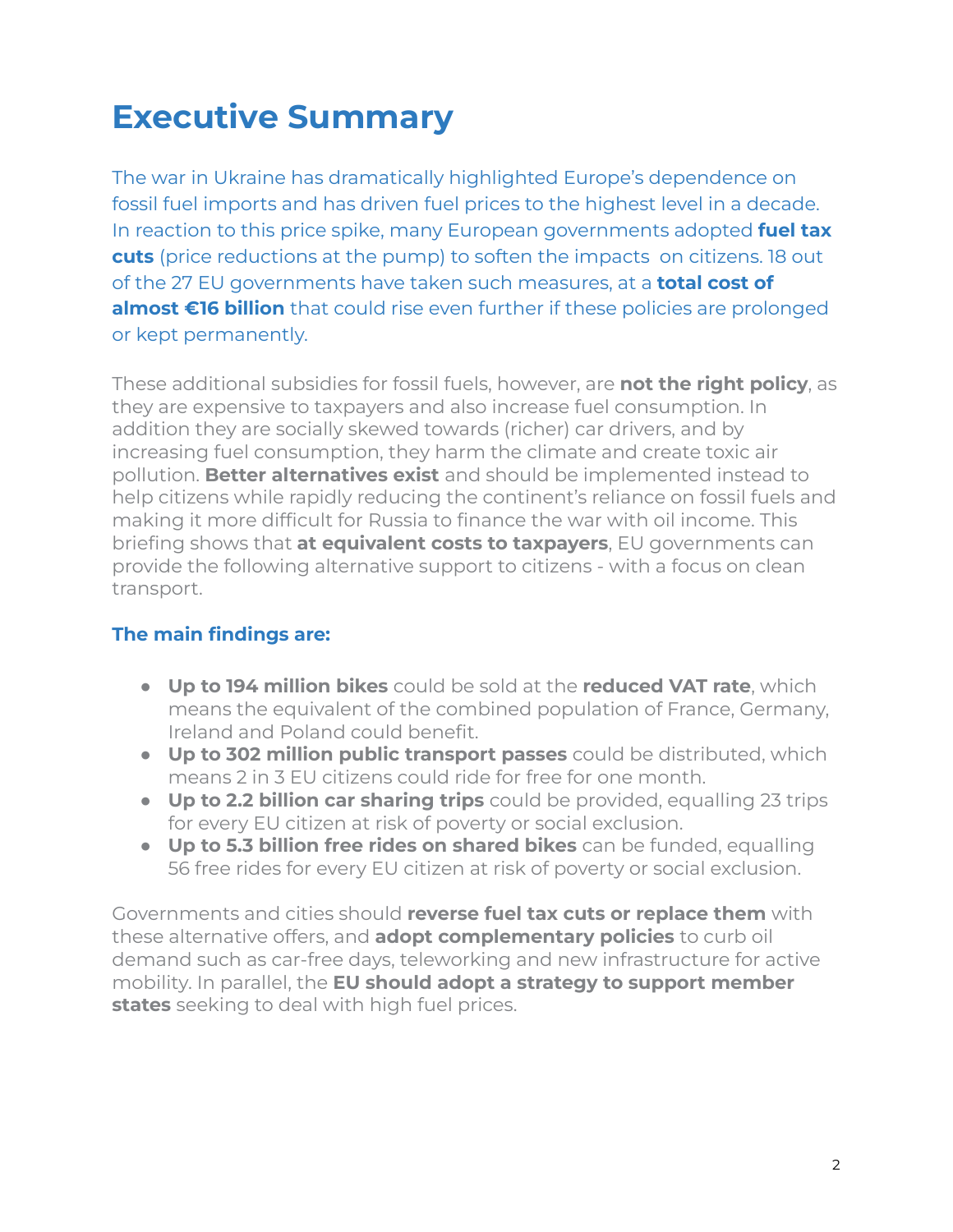# Executive Summary

The war in Ukraine has dramatically highlighted Europe's dependence on fossil fuel imports and has driven fuel prices to the highest level in a decade. In reaction to this price spike, many European governments adopted **fuel tax cuts** (price reductions at the pump) to soften the impacts on citizens. 18 out of the 27 EU governments have taken such measures, at a **total cost of almost €16 billion** that could rise even further if these policies are prolonged or kept permanently.

These additional subsidies for fossil fuels, however, are **not the right policy**, as they are expensive to taxpayers and also increase fuel consumption. In addition they are socially skewed towards (richer) car drivers, and by increasing fuel consumption, they harm the climate and create toxic air pollution. **Better alternatives exist** and should be implemented instead to help citizens while rapidly reducing the continent's reliance on fossil fuels and making it more difficult for Russia to finance the war with oil income. This briefing shows that **at equivalent costs to taxpayers**, EU governments can provide the following alternative support to citizens - with a focus on clean transport.

### The main findings are:

- **Up to 194 million bikes** could be sold at the **reduced VAT rate**, which means the equivalent of the combined population of France, Germany, Ireland and Poland could benefit.
- **Up to 302 million public transport passes** could be distributed, which means 2 in 3 EU citizens could ride for free for one month.
- **Up to 2.2 billion car sharing trips** could be provided, equalling 23 trips for every EU citizen at risk of poverty or social exclusion.
- **Up to 5.3 billion free rides on shared bikes** can be funded, equalling 56 free rides for every EU citizen at risk of poverty or social exclusion.

Governments and cities should **reverse fuel tax cuts or replace them** with these alternative offers, and **adopt complementary policies** to curb oil demand such as car-free days, teleworking and new infrastructure for active mobility. In parallel, the **EU should adopt a strategy to support member states** seeking to deal with high fuel prices.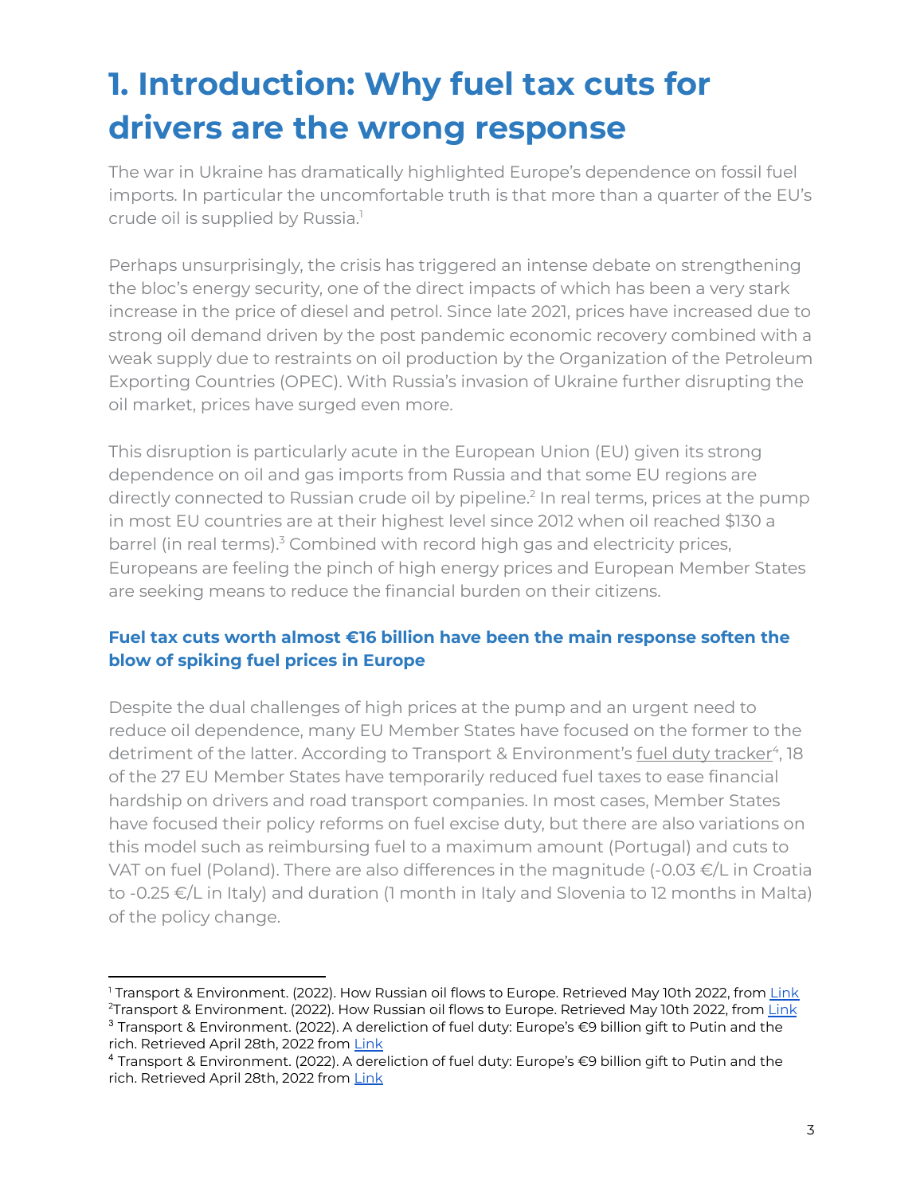# 1. Introduction: Why fuel tax cuts for drivers are the wrong response

The war in Ukraine has dramatically highlighted Europe's dependence on fossil fuel imports. In particular the uncomfortable truth is that more than a quarter of the EU's crude oil is supplied by Russia.[1]

Perhaps unsurprisingly, the crisis has triggered an intense debate on strengthening the bloc's energy security, one of the direct impacts of which has been a very stark increase in the price of diesel and petrol. Since late 2021, prices have increased due to strong oil demand driven by the post pandemic economic recovery combined with a weak supply due to restraints on oil production by the Organization of the Petroleum Exporting Countries (OPEC). With Russia's invasion of Ukraine further disrupting the oil market, prices have surged even more.

This disruption is particularly acute in the European Union (EU) given its strong dependence on oil and gas imports from Russia and that some EU regions are directly connected to Russian crude oil by pipeline.[2] In real terms, prices at the pump in most EU countries are at their highest level since 2012 when oil reached $130 a barrel (in real terms).[3] Combined with record high gas and electricity prices, Europeans are feeling the pinch of high energy prices and European Member States are seeking means to reduce the financial burden on their citizens.

### Fuel tax cuts worth almost €16 billion have been the main response soften the blow of spiking fuel prices in Europe

Despite the dual challenges of high prices at the pump and an urgent need to reduce oil dependence, many EU Member States have focused on the former to the detriment of the latter. According to Transport & Environment's fuel duty tracker[4], 18 of the 27 EU Member States have temporarily reduced fuel taxes to ease financial hardship on drivers and road transport companies. In most cases, Member States have focused their policy reforms on fuel excise duty, but there are also variations on this model such as reimbursing fuel to a maximum amount (Portugal) and cuts to VAT on fuel (Poland). There are also differences in the magnitude (-0.03 €/L in Croatia to -0.25 €/L in Italy) and duration (1 month in Italy and Slovenia to 12 months in Malta) of the policy change.

---

[1] Transport & Environment. (2022). How Russian oil flows to Europe. Retrieved May 10th 2022, from Link

[2] Transport & Environment. (2022). How Russian oil flows to Europe. Retrieved May 10th 2022, from Link

[3] Transport & Environment. (2022). A dereliction of fuel duty: Europe's €9 billion gift to Putin and the rich. Retrieved April 28th, 2022 from Link

[4] Transport & Environment. (2022). A dereliction of fuel duty: Europe's €9 billion gift to Putin and the rich. Retrieved April 28th, 2022 from Link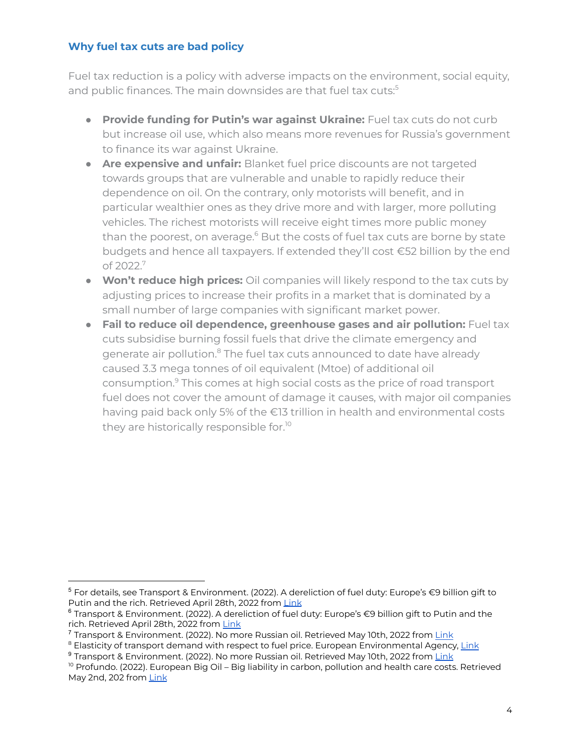### Why fuel tax cuts are bad policy

Fuel tax reduction is a policy with adverse impacts on the environment, social equity, and public finances. The main downsides are that fuel tax cuts:[5]

- **Provide funding for Putin's war against Ukraine:** Fuel tax cuts do not curb but increase oil use, which also means more revenues for Russia's government to finance its war against Ukraine.
- **Are expensive and unfair:** Blanket fuel price discounts are not targeted towards groups that are vulnerable and unable to rapidly reduce their dependence on oil. On the contrary, only motorists will benefit, and in particular wealthier ones as they drive more and with larger, more polluting vehicles. The richest motorists will receive eight times more public money than the poorest, on average.[6] But the costs of fuel tax cuts are borne by state budgets and hence all taxpayers. If extended they'll cost €52 billion by the end of 2022.[7]
- **Won't reduce high prices:** Oil companies will likely respond to the tax cuts by adjusting prices to increase their profits in a market that is dominated by a small number of large companies with significant market power.
- **Fail to reduce oil dependence, greenhouse gases and air pollution:** Fuel tax cuts subsidise burning fossil fuels that drive the climate emergency and generate air pollution.[8] The fuel tax cuts announced to date have already caused 3.3 mega tonnes of oil equivalent (Mtoe) of additional oil consumption.[9] This comes at high social costs as the price of road transport fuel does not cover the amount of damage it causes, with major oil companies having paid back only 5% of the €13 trillion in health and environmental costs they are historically responsible for.[10]

---

[5] For details, see Transport & Environment. (2022). A dereliction of fuel duty: Europe's €9 billion gift to Putin and the rich. Retrieved April 28th, 2022 from Link

[6] Transport & Environment. (2022). A dereliction of fuel duty: Europe's €9 billion gift to Putin and the rich. Retrieved April 28th, 2022 from Link

[7] Transport & Environment. (2022). No more Russian oil. Retrieved May 10th, 2022 from Link

[8] Elasticity of transport demand with respect to fuel price. European Environmental Agency, Link

[9] Transport & Environment. (2022). No more Russian oil. Retrieved May 10th, 2022 from Link

[10] Profundo. (2022). European Big Oil – Big liability in carbon, pollution and health care costs. Retrieved May 2nd, 202 from Link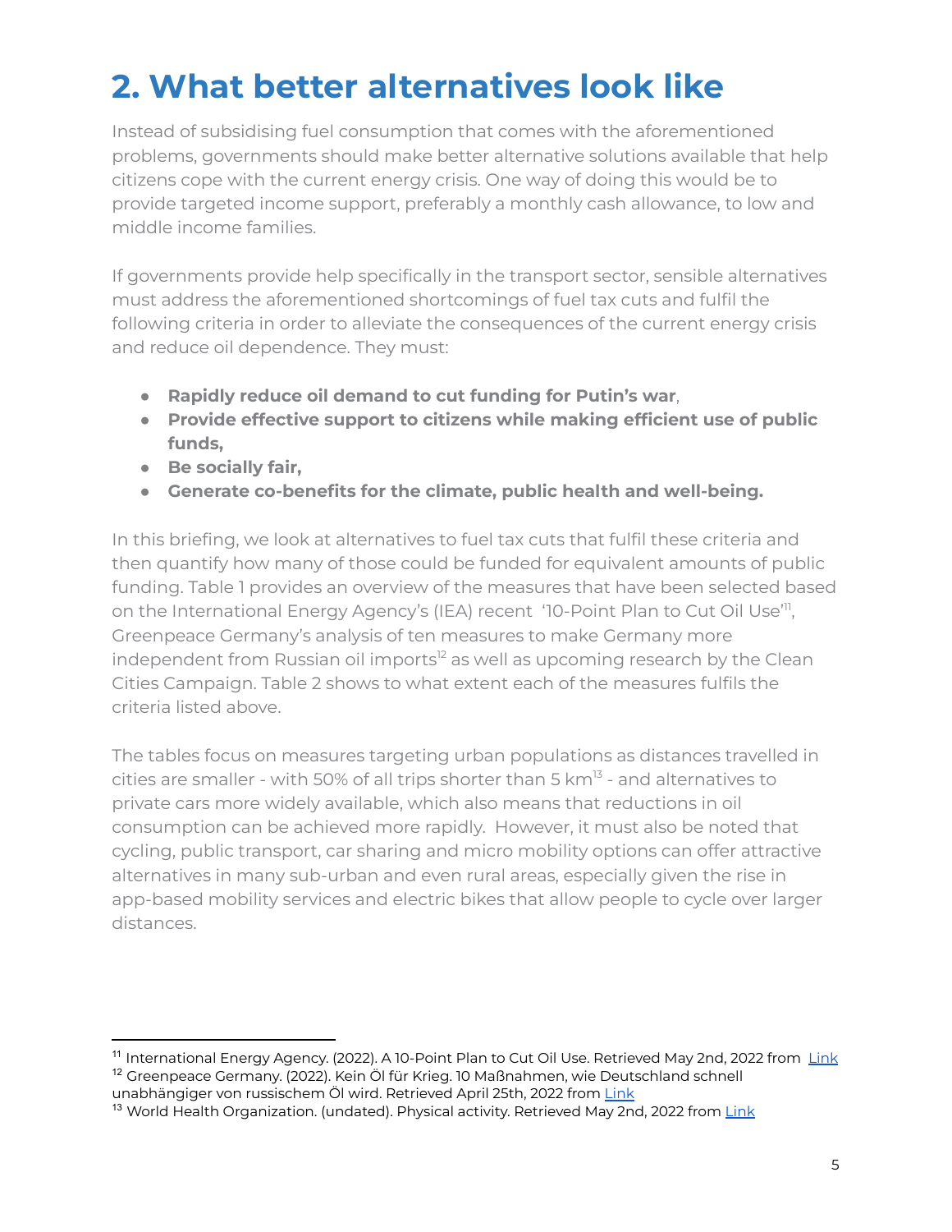# 2. What better alternatives look like

Instead of subsidising fuel consumption that comes with the aforementioned problems, governments should make better alternative solutions available that help citizens cope with the current energy crisis. One way of doing this would be to provide targeted income support, preferably a monthly cash allowance, to low and middle income families.

If governments provide help specifically in the transport sector, sensible alternatives must address the aforementioned shortcomings of fuel tax cuts and fulfil the following criteria in order to alleviate the consequences of the current energy crisis and reduce oil dependence. They must:

- **Rapidly reduce oil demand to cut funding for Putin's war**,
- **Provide effective support to citizens while making efficient use of public funds,**
- **Be socially fair,**
- **Generate co-benefits for the climate, public health and well-being.**

In this briefing, we look at alternatives to fuel tax cuts that fulfil these criteria and then quantify how many of those could be funded for equivalent amounts of public funding. Table 1 provides an overview of the measures that have been selected based on the International Energy Agency's (IEA) recent '10-Point Plan to Cut Oil Use'[11], Greenpeace Germany's analysis of ten measures to make Germany more independent from Russian oil imports[12] as well as upcoming research by the Clean Cities Campaign. Table 2 shows to what extent each of the measures fulfils the criteria listed above.

The tables focus on measures targeting urban populations as distances travelled in cities are smaller - with 50% of all trips shorter than 5 km[13] - and alternatives to private cars more widely available, which also means that reductions in oil consumption can be achieved more rapidly. However, it must also be noted that cycling, public transport, car sharing and micro mobility options can offer attractive alternatives in many sub-urban and even rural areas, especially given the rise in app-based mobility services and electric bikes that allow people to cycle over larger distances.

---

[11] International Energy Agency. (2022). A 10-Point Plan to Cut Oil Use. Retrieved May 2nd, 2022 from Link

[12] Greenpeace Germany. (2022). Kein Öl für Krieg. 10 Maßnahmen, wie Deutschland schnell unabhängiger von russischem Öl wird. Retrieved April 25th, 2022 from Link

[13] World Health Organization. (undated). Physical activity. Retrieved May 2nd, 2022 from Link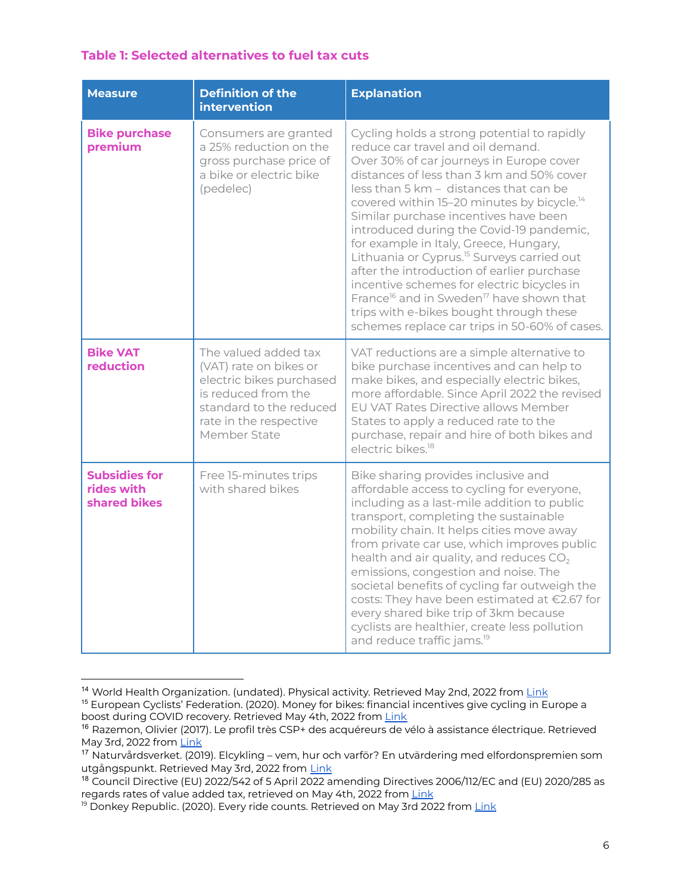### Table 1: Selected alternatives to fuel tax cuts

| Measure | Definition of the intervention | Explanation |
| --- | --- | --- |
| **Bike purchase premium** | Consumers are granted a 25% reduction on the gross purchase price of a bike or electric bike (pedelec) | Cycling holds a strong potential to rapidly reduce car travel and oil demand. Over 30% of car journeys in Europe cover distances of less than 3 km and 50% cover less than 5 km – distances that can be covered within 15–20 minutes by bicycle.[14] Similar purchase incentives have been introduced during the Covid-19 pandemic, for example in Italy, Greece, Hungary, Lithuania or Cyprus.[15] Surveys carried out after the introduction of earlier purchase incentive schemes for electric bicycles in France[16] and in Sweden[17] have shown that trips with e-bikes bought through these schemes replace car trips in 50-60% of cases. |
| **Bike VAT reduction** | The valued added tax (VAT) rate on bikes or electric bikes purchased is reduced from the standard to the reduced rate in the respective Member State | VAT reductions are a simple alternative to bike purchase incentives and can help to make bikes, and especially electric bikes, more affordable. Since April 2022 the revised EU VAT Rates Directive allows Member States to apply a reduced rate to the purchase, repair and hire of both bikes and electric bikes.[18] |
| **Subsidies for rides with shared bikes** | Free 15-minutes trips with shared bikes | Bike sharing provides inclusive and affordable access to cycling for everyone, including as a last-mile addition to public transport, completing the sustainable mobility chain. It helps cities move away from private car use, which improves public health and air quality, and reduces $CO_2$ emissions, congestion and noise. The societal benefits of cycling far outweigh the costs: They have been estimated at €2.67 for every shared bike trip of 3km because cyclists are healthier, create less pollution and reduce traffic jams.[19] |

---

[14] World Health Organization. (undated). Physical activity. Retrieved May 2nd, 2022 from Link

[15] European Cyclists' Federation. (2020). Money for bikes: financial incentives give cycling in Europe a boost during COVID recovery. Retrieved May 4th, 2022 from Link

[16] Razemon, Olivier (2017). Le profil très CSP+ des acquéreurs de vélo à assistance électrique. Retrieved May 3rd, 2022 from Link

[17] Naturvårdsverket. (2019). Elcykling – vem, hur och varför? En utvärdering med elfordonspremien som utgångspunkt. Retrieved May 3rd, 2022 from Link

[18] Council Directive (EU) 2022/542 of 5 April 2022 amending Directives 2006/112/EC and (EU) 2020/285 as regards rates of value added tax, retrieved on May 4th, 2022 from Link

[19] Donkey Republic. (2020). Every ride counts. Retrieved on May 3rd 2022 from Link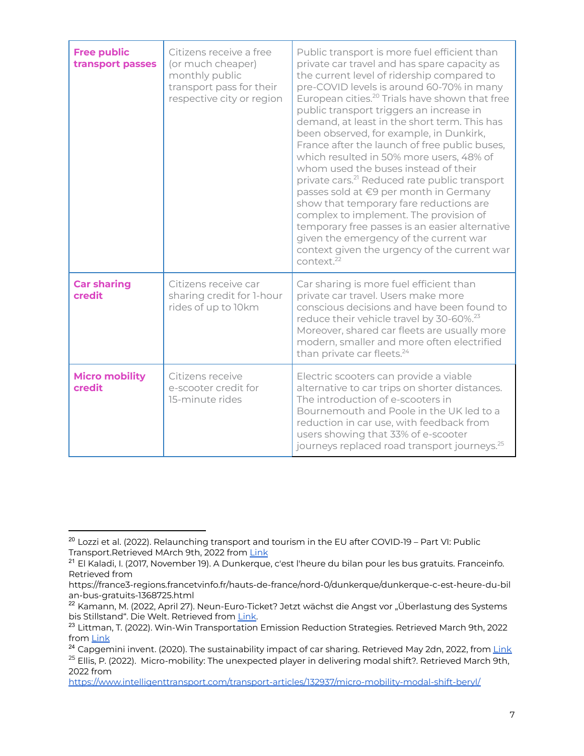| | | |
|---|---|---|
| **Free public transport passes** | Citizens receive a free (or much cheaper) monthly public transport pass for their respective city or region | Public transport is more fuel efficient than private car travel and has spare capacity as the current level of ridership compared to pre-COVID levels is around 60-70% in many European cities.[20] Trials have shown that free public transport triggers an increase in demand, at least in the short term. This has been observed, for example, in Dunkirk, France after the launch of free public buses, which resulted in 50% more users, 48% of whom used the buses instead of their private cars.[21] Reduced rate public transport passes sold at €9 per month in Germany show that temporary fare reductions are complex to implement. The provision of temporary free passes is an easier alternative given the emergency of the current war context given the urgency of the current war context.[22] |
| **Car sharing credit** | Citizens receive car sharing credit for 1-hour rides of up to 10km | Car sharing is more fuel efficient than private car travel. Users make more conscious decisions and have been found to reduce their vehicle travel by 30-60%.[23] Moreover, shared car fleets are usually more modern, smaller and more often electrified than private car fleets.[24] |
| **Micro mobility credit** | Citizens receive e-scooter credit for 15-minute rides | Electric scooters can provide a viable alternative to car trips on shorter distances. The introduction of e-scooters in Bournemouth and Poole in the UK led to a reduction in car use, with feedback from users showing that 33% of e-scooter journeys replaced road transport journeys.[25] |

[20] Lozzi et al. (2022). Relaunching transport and tourism in the EU after COVID-19 – Part VI: Public Transport.Retrieved MArch 9th, 2022 from Link

[21] El Kaladi, I. (2017, November 19). A Dunkerque, c'est l'heure du bilan pour les bus gratuits. Franceinfo. Retrieved from https://france3-regions.francetvinfo.fr/hauts-de-france/nord-0/dunkerque/dunkerque-c-est-heure-du-bilan-bus-gratuits-1368725.html

[22] Kamann, M. (2022, April 27). Neun-Euro-Ticket? Jetzt wächst die Angst vor „Überlastung des Systems bis Stillstand". Die Welt. Retrieved from Link.

[23] Littman, T. (2022). Win-Win Transportation Emission Reduction Strategies. Retrieved March 9th, 2022 from Link

[24] Capgemini invent. (2020). The sustainability impact of car sharing. Retrieved May 2dn, 2022, from Link

[25] Ellis, P. (2022). Micro-mobility: The unexpected player in delivering modal shift?. Retrieved March 9th, 2022 from https://www.intelligenttransport.com/transport-articles/132937/micro-mobility-modal-shift-beryl/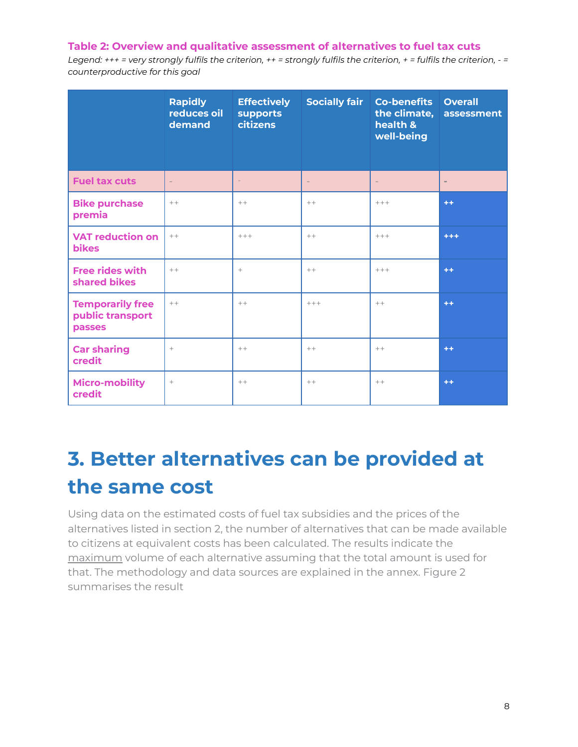**Table 2: Overview and qualitative assessment of alternatives to fuel tax cuts**

*Legend: +++ = very strongly fulfils the criterion, ++ = strongly fulfils the criterion, + = fulfils the criterion, - = counterproductive for this goal*

| | Rapidly reduces oil demand | Effectively supports citizens | Socially fair | Co-benefits the climate, health & well-being | Overall assessment |
|---|---|---|---|---|---|
| **Fuel tax cuts** | - | - | - | - | - |
| **Bike purchase premia** | ++ | ++ | ++ | +++ | ++ |
| **VAT reduction on bikes** | ++ | +++ | ++ | +++ | +++ |
| **Free rides with shared bikes** | ++ | + | ++ | +++ | ++ |
| **Temporarily free public transport passes** | ++ | ++ | +++ | ++ | ++ |
| **Car sharing credit** | + | ++ | ++ | ++ | ++ |
| **Micro-mobility credit** | + | ++ | ++ | ++ | ++ |

# 3. Better alternatives can be provided at the same cost

Using data on the estimated costs of fuel tax subsidies and the prices of the alternatives listed in section 2, the number of alternatives that can be made available to citizens at equivalent costs has been calculated. The results indicate the maximum volume of each alternative assuming that the total amount is used for that. The methodology and data sources are explained in the annex. Figure 2 summarises the result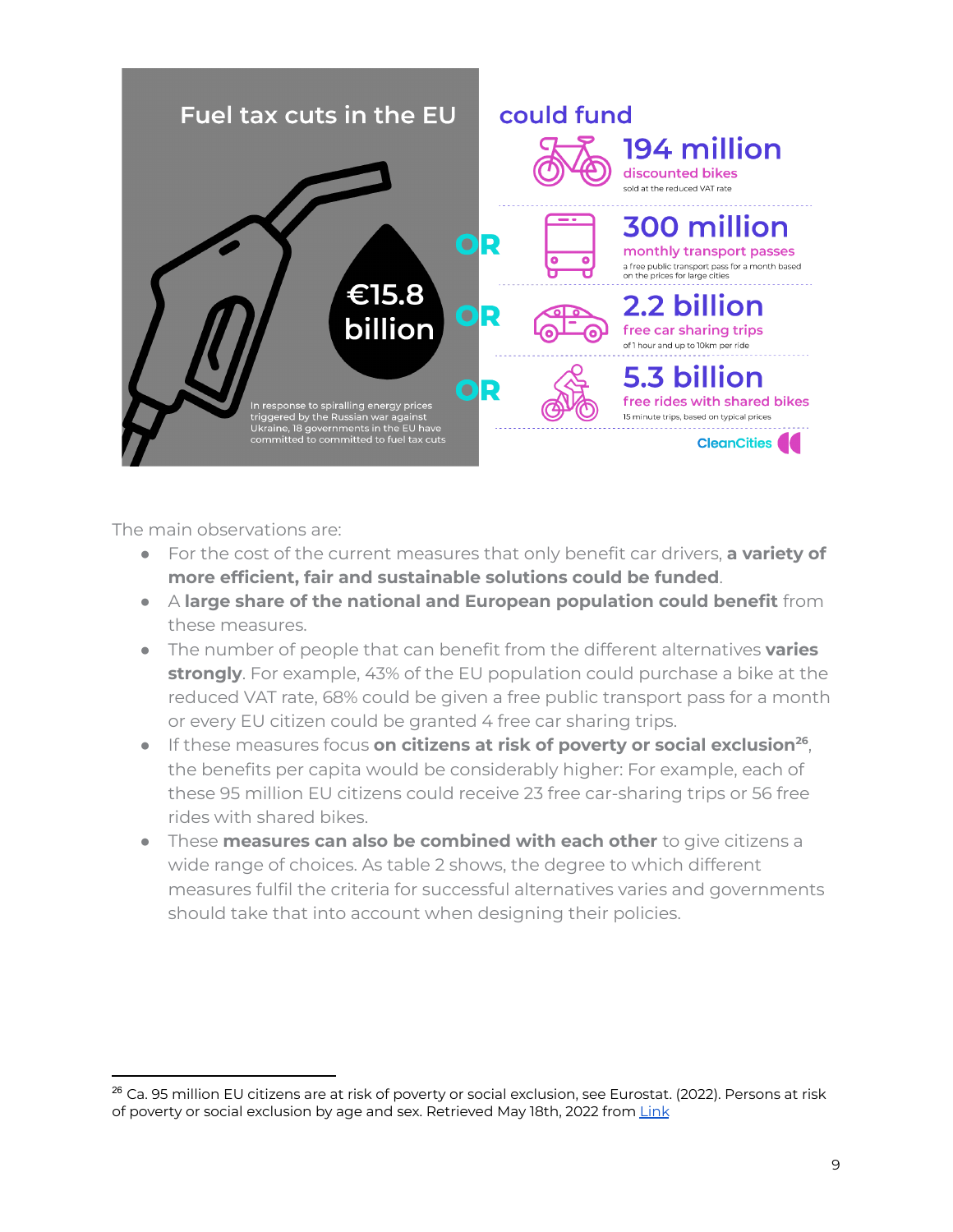Fuel tax cuts in the EU

€15.8 billion

In response to spiralling energy prices triggered by the Russian war against Ukraine, 18 governments in the EU have committed to committed to fuel tax cuts

could fund

**194 million** discounted bikes
sold at the reduced VAT rate

OR

**300 million** monthly transport passes
a free public transport pass for a month based on the prices for large cities

OR

**2.2 billion** free car sharing trips
of 1 hour and up to 10km per ride

OR

**5.3 billion** free rides with shared bikes
15 minute trips, based on typical prices

CleanCities

The main observations are:

- For the cost of the current measures that only benefit car drivers, **a variety of more efficient, fair and sustainable solutions could be funded**.
- A **large share of the national and European population could benefit** from these measures.
- The number of people that can benefit from the different alternatives **varies strongly**. For example, 43% of the EU population could purchase a bike at the reduced VAT rate, 68% could be given a free public transport pass for a month or every EU citizen could be granted 4 free car sharing trips.
- If these measures focus **on citizens at risk of poverty or social exclusion**[26], the benefits per capita would be considerably higher: For example, each of these 95 million EU citizens could receive 23 free car-sharing trips or 56 free rides with shared bikes.
- These **measures can also be combined with each other** to give citizens a wide range of choices. As table 2 shows, the degree to which different measures fulfil the criteria for successful alternatives varies and governments should take that into account when designing their policies.

[26] Ca. 95 million EU citizens are at risk of poverty or social exclusion, see Eurostat. (2022). Persons at risk of poverty or social exclusion by age and sex. Retrieved May 18th, 2022 from Link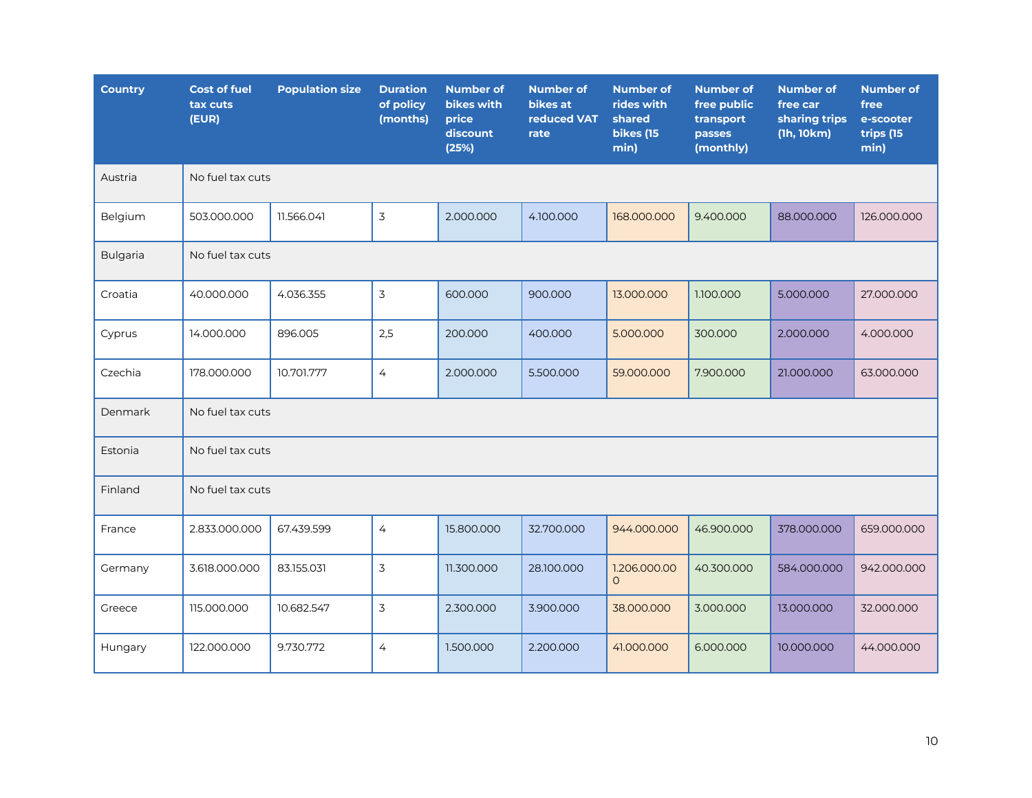| Country | Cost of fuel tax cuts (EUR) | Population size | Duration of policy (months) | Number of bikes with price discount (25%) | Number of bikes at reduced VAT rate | Number of rides with shared bikes (15 min) | Number of free public transport passes (monthly) | Number of free car sharing trips (1h, 10km) | Number of free e-scooter trips (15 min) |
|---|---|---|---|---|---|---|---|---|---|
| Austria | No fuel tax cuts | | | | | | | | |
| Belgium | 503.000.000 | 11.566.041 | 3 | 2.000.000 | 4.100.000 | 168.000.000 | 9.400.000 | 88.000.000 | 126.000.000 |
| Bulgaria | No fuel tax cuts | | | | | | | | |
| Croatia | 40.000.000 | 4.036.355 | 3 | 600.000 | 900.000 | 13.000.000 | 1.100.000 | 5.000.000 | 27.000.000 |
| Cyprus | 14.000.000 | 896.005 | 2,5 | 200.000 | 400.000 | 5.000.000 | 300.000 | 2.000.000 | 4.000.000 |
| Czechia | 178.000.000 | 10.701.777 | 4 | 2.000.000 | 5.500.000 | 59.000.000 | 7.900.000 | 21.000.000 | 63.000.000 |
| Denmark | No fuel tax cuts | | | | | | | | |
| Estonia | No fuel tax cuts | | | | | | | | |
| Finland | No fuel tax cuts | | | | | | | | |
| France | 2.833.000.000 | 67.439.599 | 4 | 15.800.000 | 32.700.000 | 944.000.000 | 46.900.000 | 378.000.000 | 659.000.000 |
| Germany | 3.618.000.000 | 83.155.031 | 3 | 11.300.000 | 28.100.000 | 1.206.000.000 | 40.300.000 | 584.000.000 | 942.000.000 |
| Greece | 115.000.000 | 10.682.547 | 3 | 2.300.000 | 3.900.000 | 38.000.000 | 3.000.000 | 13.000.000 | 32.000.000 |
| Hungary | 122.000.000 | 9.730.772 | 4 | 1.500.000 | 2.200.000 | 41.000.000 | 6.000.000 | 10.000.000 | 44.000.000 |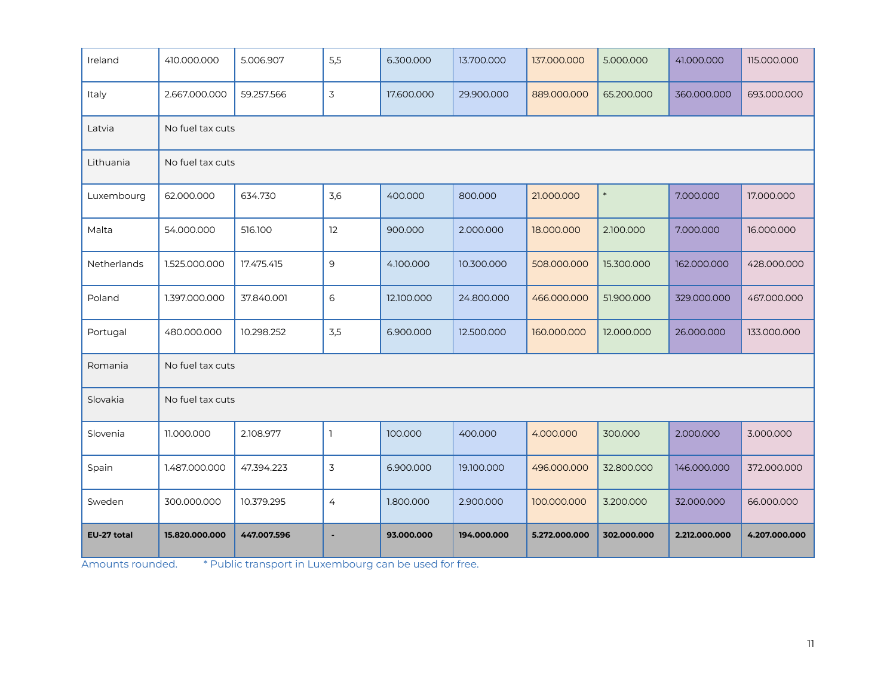| | | | | | | | | | |
|---|---|---|---|---|---|---|---|---|---|
| Ireland | 410.000.000 | 5.006.907 | 5,5 | 6.300.000 | 13.700.000 | 137.000.000 | 5.000.000 | 41.000.000 | 115.000.000 |
| Italy | 2.667.000.000 | 59.257.566 | 3 | 17.600.000 | 29.900.000 | 889.000.000 | 65.200.000 | 360.000.000 | 693.000.000 |
| Latvia | No fuel tax cuts | | | | | | | | |
| Lithuania | No fuel tax cuts | | | | | | | | |
| Luxembourg | 62.000.000 | 634.730 | 3,6 | 400.000 | 800.000 | 21.000.000 | * | 7.000.000 | 17.000.000 |
| Malta | 54.000.000 | 516.100 | 12 | 900.000 | 2.000.000 | 18.000.000 | 2.100.000 | 7.000.000 | 16.000.000 |
| Netherlands | 1.525.000.000 | 17.475.415 | 9 | 4.100.000 | 10.300.000 | 508.000.000 | 15.300.000 | 162.000.000 | 428.000.000 |
| Poland | 1.397.000.000 | 37.840.001 | 6 | 12.100.000 | 24.800.000 | 466.000.000 | 51.900.000 | 329.000.000 | 467.000.000 |
| Portugal | 480.000.000 | 10.298.252 | 3,5 | 6.900.000 | 12.500.000 | 160.000.000 | 12.000.000 | 26.000.000 | 133.000.000 |
| Romania | No fuel tax cuts | | | | | | | | |
| Slovakia | No fuel tax cuts | | | | | | | | |
| Slovenia | 11.000.000 | 2.108.977 | 1 | 100.000 | 400.000 | 4.000.000 | 300.000 | 2.000.000 | 3.000.000 |
| Spain | 1.487.000.000 | 47.394.223 | 3 | 6.900.000 | 19.100.000 | 496.000.000 | 32.800.000 | 146.000.000 | 372.000.000 |
| Sweden | 300.000.000 | 10.379.295 | 4 | 1.800.000 | 2.900.000 | 100.000.000 | 3.200.000 | 32.000.000 | 66.000.000 |
| **EU-27 total** | **15.820.000.000** | **447.007.596** | **-** | **93.000.000** | **194.000.000** | **5.272.000.000** | **302.000.000** | **2.212.000.000** | **4.207.000.000** |

Amounts rounded. * Public transport in Luxembourg can be used for free.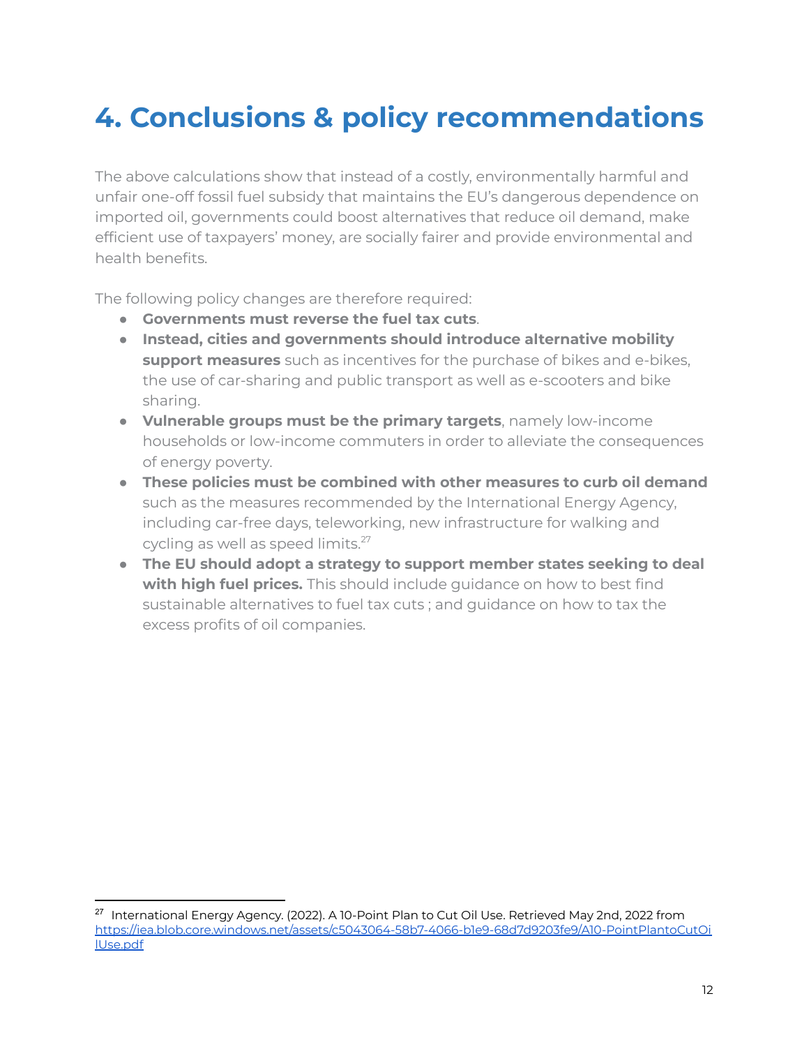# 4. Conclusions & policy recommendations

The above calculations show that instead of a costly, environmentally harmful and unfair one-off fossil fuel subsidy that maintains the EU's dangerous dependence on imported oil, governments could boost alternatives that reduce oil demand, make efficient use of taxpayers' money, are socially fairer and provide environmental and health benefits.

The following policy changes are therefore required:

- **Governments must reverse the fuel tax cuts**.
- **Instead, cities and governments should introduce alternative mobility support measures** such as incentives for the purchase of bikes and e-bikes, the use of car-sharing and public transport as well as e-scooters and bike sharing.
- **Vulnerable groups must be the primary targets**, namely low-income households or low-income commuters in order to alleviate the consequences of energy poverty.
- **These policies must be combined with other measures to curb oil demand** such as the measures recommended by the International Energy Agency, including car-free days, teleworking, new infrastructure for walking and cycling as well as speed limits.[27]
- **The EU should adopt a strategy to support member states seeking to deal with high fuel prices.** This should include guidance on how to best find sustainable alternatives to fuel tax cuts ; and guidance on how to tax the excess profits of oil companies.

---

[27] International Energy Agency. (2022). A 10-Point Plan to Cut Oil Use. Retrieved May 2nd, 2022 from https://iea.blob.core.windows.net/assets/c5043064-58b7-4066-b1e9-68d7d9203fe9/A10-PointPlantoCutOilUse.pdf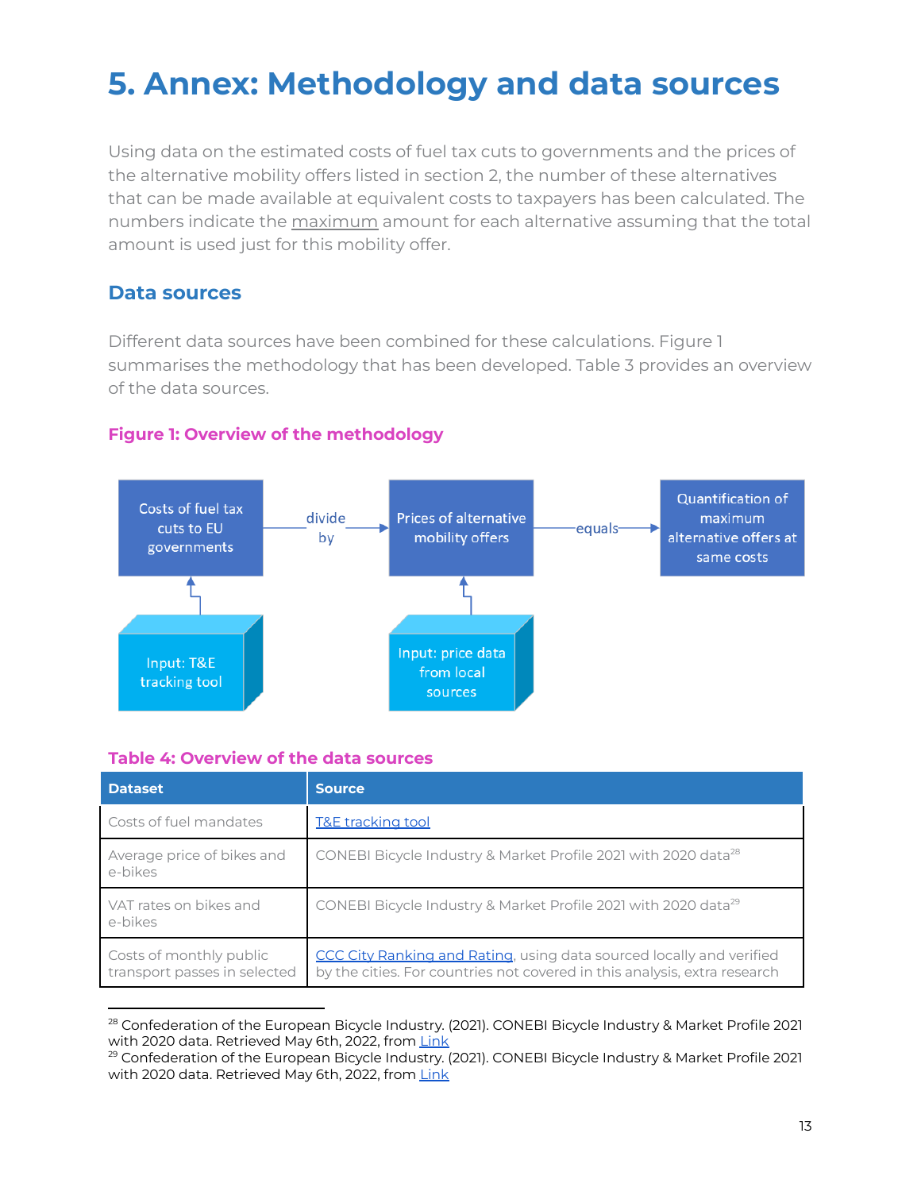# 5. Annex: Methodology and data sources

Using data on the estimated costs of fuel tax cuts to governments and the prices of the alternative mobility offers listed in section 2, the number of these alternatives that can be made available at equivalent costs to taxpayers has been calculated. The numbers indicate the maximum amount for each alternative assuming that the total amount is used just for this mobility offer.

## Data sources

Different data sources have been combined for these calculations. Figure 1 summarises the methodology that has been developed. Table 3 provides an overview of the data sources.

**Figure 1: Overview of the methodology**

Costs of fuel tax cuts to EU governments → divide by → Prices of alternative mobility offers → equals → Quantification of maximum alternative offers at same costs

Input: T&E tracking tool → Costs of fuel tax cuts to EU governments

Input: price data from local sources → Prices of alternative mobility offers

**Table 4: Overview of the data sources**

| Dataset | Source |
| --- | --- |
| Costs of fuel mandates | T&E tracking tool |
| Average price of bikes and e-bikes | CONEBI Bicycle Industry & Market Profile 2021 with 2020 data[28] |
| VAT rates on bikes and e-bikes | CONEBI Bicycle Industry & Market Profile 2021 with 2020 data[29] |
| Costs of monthly public transport passes in selected | CCC City Ranking and Rating, using data sourced locally and verified by the cities. For countries not covered in this analysis, extra research |

---

[28] Confederation of the European Bicycle Industry. (2021). CONEBI Bicycle Industry & Market Profile 2021 with 2020 data. Retrieved May 6th, 2022, from Link

[29] Confederation of the European Bicycle Industry. (2021). CONEBI Bicycle Industry & Market Profile 2021 with 2020 data. Retrieved May 6th, 2022, from Link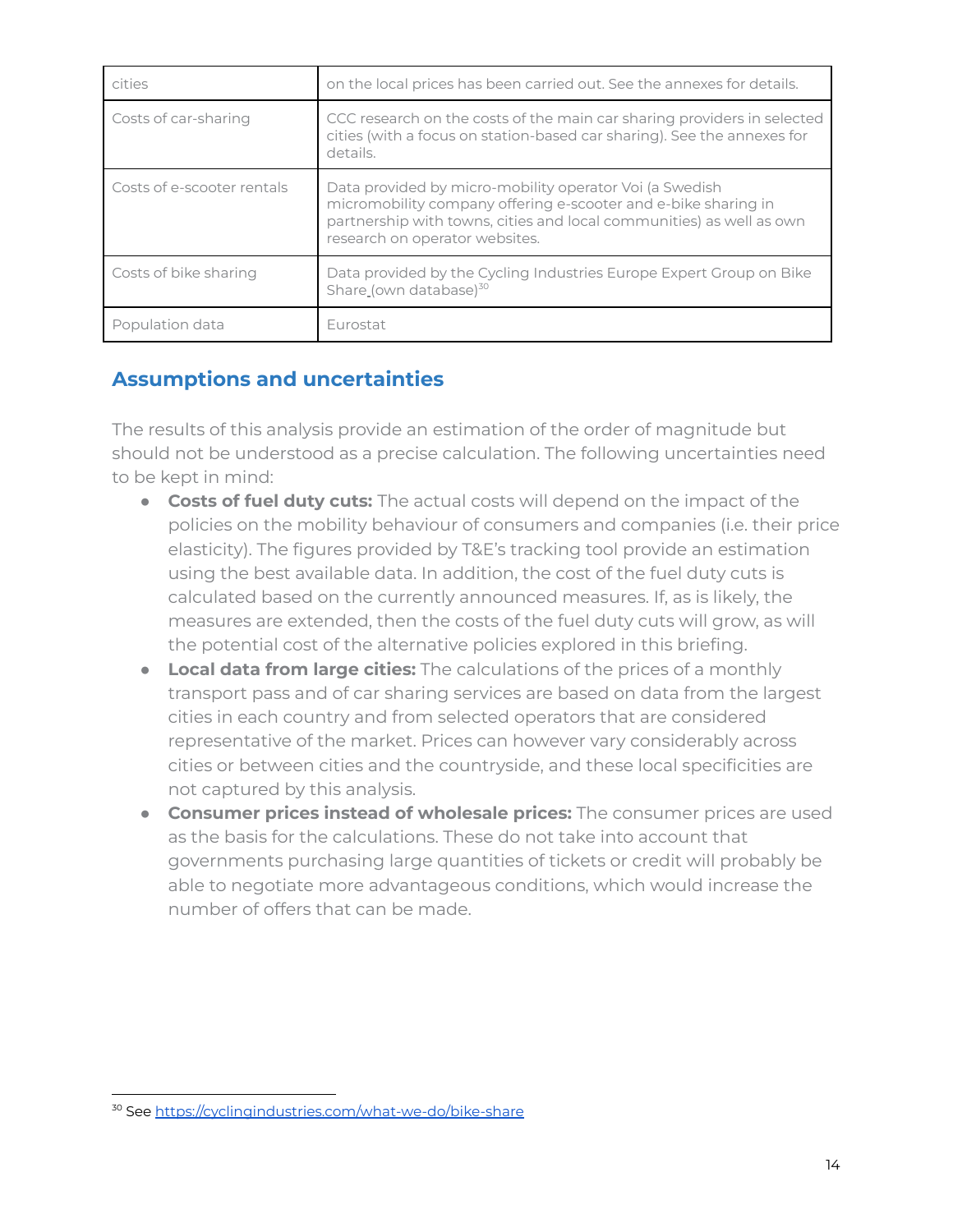| | |
|---|---|
| cities | on the local prices has been carried out. See the annexes for details. |
| Costs of car-sharing | CCC research on the costs of the main car sharing providers in selected cities (with a focus on station-based car sharing). See the annexes for details. |
| Costs of e-scooter rentals | Data provided by micro-mobility operator Voi (a Swedish micromobility company offering e-scooter and e-bike sharing in partnership with towns, cities and local communities) as well as own research on operator websites. |
| Costs of bike sharing | Data provided by the Cycling Industries Europe Expert Group on Bike Share (own database)[30] |
| Population data | Eurostat |

## Assumptions and uncertainties

The results of this analysis provide an estimation of the order of magnitude but should not be understood as a precise calculation. The following uncertainties need to be kept in mind:

- **Costs of fuel duty cuts:** The actual costs will depend on the impact of the policies on the mobility behaviour of consumers and companies (i.e. their price elasticity). The figures provided by T&E's tracking tool provide an estimation using the best available data. In addition, the cost of the fuel duty cuts is calculated based on the currently announced measures. If, as is likely, the measures are extended, then the costs of the fuel duty cuts will grow, as will the potential cost of the alternative policies explored in this briefing.
- **Local data from large cities:** The calculations of the prices of a monthly transport pass and of car sharing services are based on data from the largest cities in each country and from selected operators that are considered representative of the market. Prices can however vary considerably across cities or between cities and the countryside, and these local specificities are not captured by this analysis.
- **Consumer prices instead of wholesale prices:** The consumer prices are used as the basis for the calculations. These do not take into account that governments purchasing large quantities of tickets or credit will probably be able to negotiate more advantageous conditions, which would increase the number of offers that can be made.

[30] See https://cyclingindustries.com/what-we-do/bike-share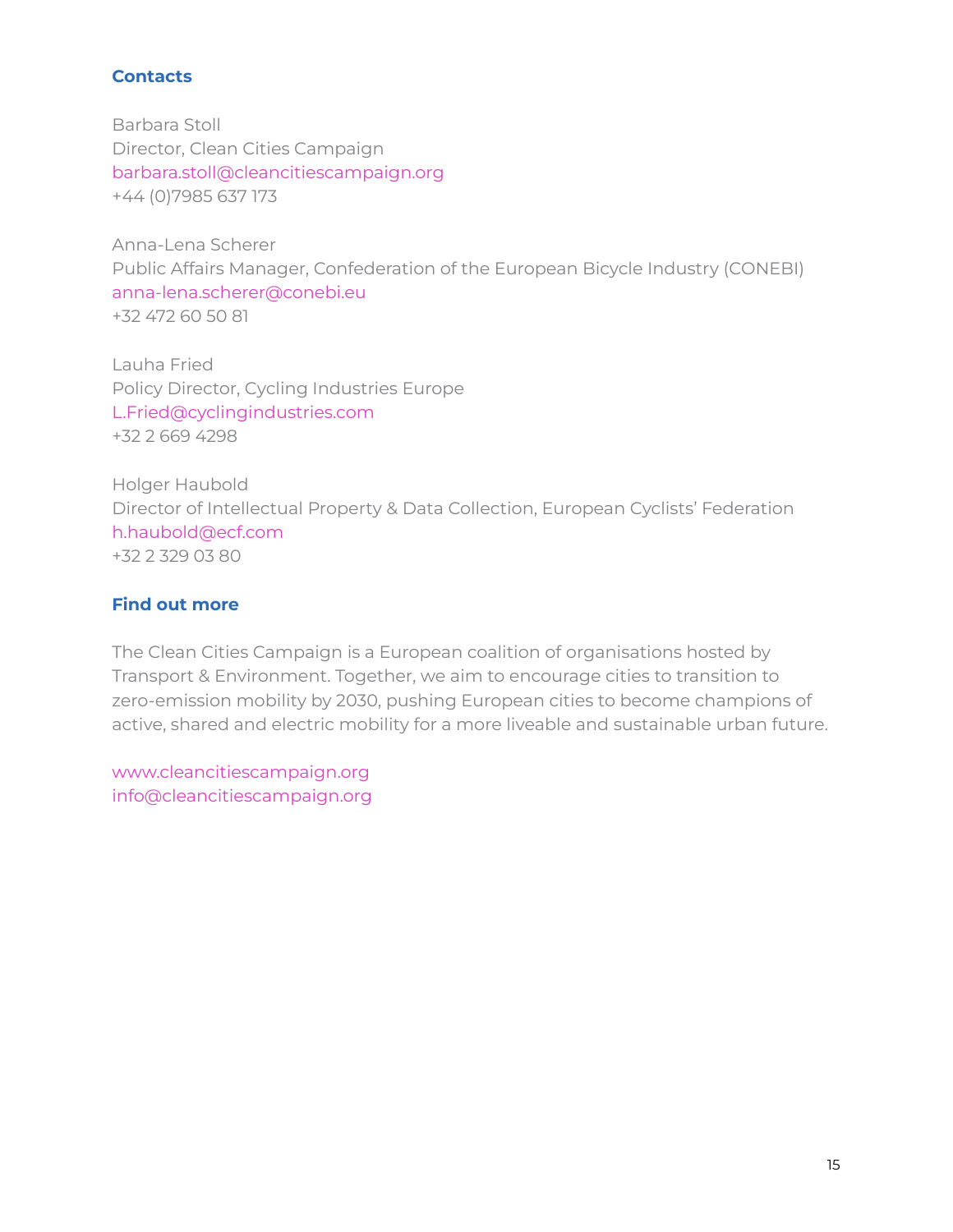## Contacts

Barbara Stoll
Director, Clean Cities Campaign
barbara.stoll@cleancitiescampaign.org
+44 (0)7985 637 173

Anna-Lena Scherer
Public Affairs Manager, Confederation of the European Bicycle Industry (CONEBI)
anna-lena.scherer@conebi.eu
+32 472 60 50 81

Lauha Fried
Policy Director, Cycling Industries Europe
L.Fried@cyclingindustries.com
+32 2 669 4298

Holger Haubold
Director of Intellectual Property & Data Collection, European Cyclists' Federation
h.haubold@ecf.com
+32 2 329 03 80

## Find out more

The Clean Cities Campaign is a European coalition of organisations hosted by Transport & Environment. Together, we aim to encourage cities to transition to zero-emission mobility by 2030, pushing European cities to become champions of active, shared and electric mobility for a more liveable and sustainable urban future.

www.cleancitiescampaign.org
info@cleancitiescampaign.org